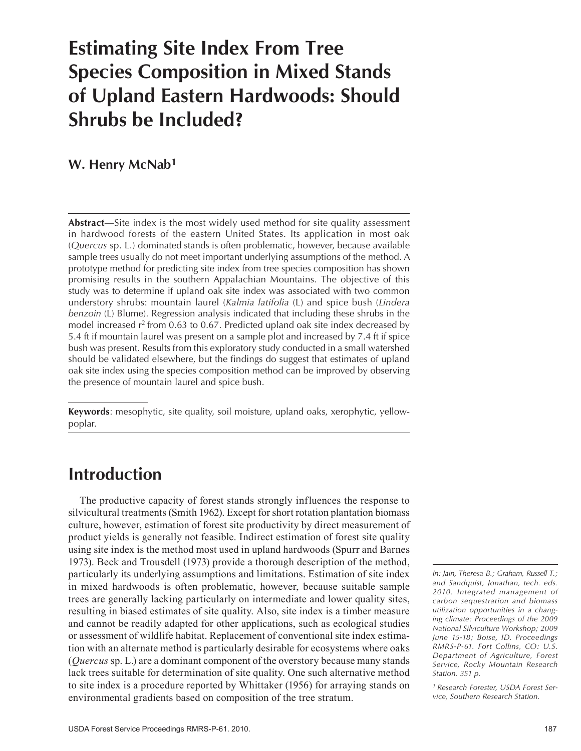# Estimating Site Index From Tree Species Composition in Mixed Stands of Upland Eastern Hardwoods: Should Shrubs be Included?

**W. Henry McNab[1]**

**Abstract**—Site index is the most widely used method for site quality assessment in hardwood forests of the eastern United States. Its application in most oak (*Quercus* sp. L.) dominated stands is often problematic, however, because available sample trees usually do not meet important underlying assumptions of the method. A prototype method for predicting site index from tree species composition has shown promising results in the southern Appalachian Mountains. The objective of this study was to determine if upland oak site index was associated with two common understory shrubs: mountain laurel (*Kalmia latifolia* (L) and spice bush (*Lindera benzoin* (L) Blume). Regression analysis indicated that including these shrubs in the model increased $r^2$ from 0.63 to 0.67. Predicted upland oak site index decreased by 5.4 ft if mountain laurel was present on a sample plot and increased by 7.4 ft if spice bush was present. Results from this exploratory study conducted in a small watershed should be validated elsewhere, but the findings do suggest that estimates of upland oak site index using the species composition method can be improved by observing the presence of mountain laurel and spice bush.

**Keywords**: mesophytic, site quality, soil moisture, upland oaks, xerophytic, yellow-poplar.

## Introduction

The productive capacity of forest stands strongly influences the response to silvicultural treatments (Smith 1962). Except for short rotation plantation biomass culture, however, estimation of forest site productivity by direct measurement of product yields is generally not feasible. Indirect estimation of forest site quality using site index is the method most used in upland hardwoods (Spurr and Barnes 1973). Beck and Trousdell (1973) provide a thorough description of the method, particularly its underlying assumptions and limitations. Estimation of site index in mixed hardwoods is often problematic, however, because suitable sample trees are generally lacking particularly on intermediate and lower quality sites, resulting in biased estimates of site quality. Also, site index is a timber measure and cannot be readily adapted for other applications, such as ecological studies or assessment of wildlife habitat. Replacement of conventional site index estimation with an alternate method is particularly desirable for ecosystems where oaks (*Quercus* sp. L.) are a dominant component of the overstory because many stands lack trees suitable for determination of site quality. One such alternative method to site index is a procedure reported by Whittaker (1956) for arraying stands on environmental gradients based on composition of the tree stratum.

*In: Jain, Theresa B.; Graham, Russell T.; and Sandquist, Jonathan, tech. eds. 2010. Integrated management of carbon sequestration and biomass utilization opportunities in a changing climate: Proceedings of the 2009 National Silviculture Workshop; 2009 June 15-18; Boise, ID. Proceedings RMRS-P-61. Fort Collins, CO: U.S. Department of Agriculture, Forest Service, Rocky Mountain Research Station. 351 p.*

*[1] Research Forester, USDA Forest Service, Southern Research Station.*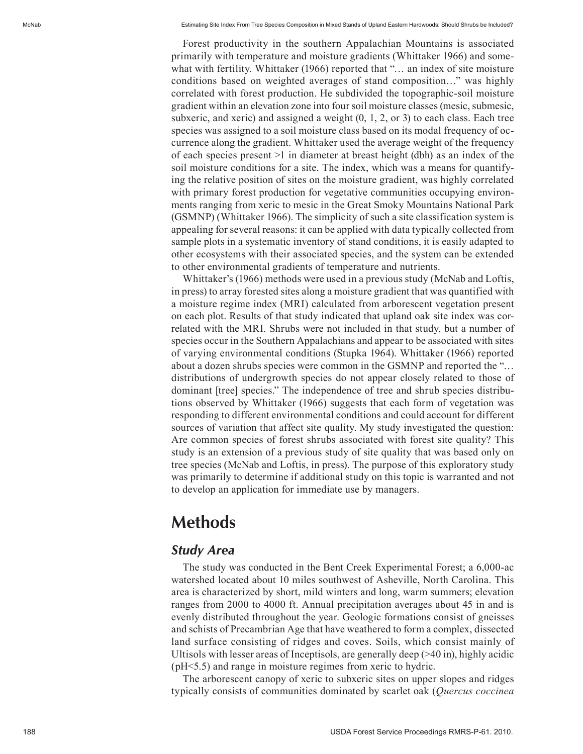Forest productivity in the southern Appalachian Mountains is associated primarily with temperature and moisture gradients (Whittaker 1966) and somewhat with fertility. Whittaker (1966) reported that "… an index of site moisture conditions based on weighted averages of stand composition…" was highly correlated with forest production. He subdivided the topographic-soil moisture gradient within an elevation zone into four soil moisture classes (mesic, submesic, subxeric, and xeric) and assigned a weight (0, 1, 2, or 3) to each class. Each tree species was assigned to a soil moisture class based on its modal frequency of occurrence along the gradient. Whittaker used the average weight of the frequency of each species present >1 in diameter at breast height (dbh) as an index of the soil moisture conditions for a site. The index, which was a means for quantifying the relative position of sites on the moisture gradient, was highly correlated with primary forest production for vegetative communities occupying environments ranging from xeric to mesic in the Great Smoky Mountains National Park (GSMNP) (Whittaker 1966). The simplicity of such a site classification system is appealing for several reasons: it can be applied with data typically collected from sample plots in a systematic inventory of stand conditions, it is easily adapted to other ecosystems with their associated species, and the system can be extended to other environmental gradients of temperature and nutrients.

Whittaker's (1966) methods were used in a previous study (McNab and Loftis, in press) to array forested sites along a moisture gradient that was quantified with a moisture regime index (MRI) calculated from arborescent vegetation present on each plot. Results of that study indicated that upland oak site index was correlated with the MRI. Shrubs were not included in that study, but a number of species occur in the Southern Appalachians and appear to be associated with sites of varying environmental conditions (Stupka 1964). Whittaker (1966) reported about a dozen shrubs species were common in the GSMNP and reported the "… distributions of undergrowth species do not appear closely related to those of dominant [tree] species." The independence of tree and shrub species distributions observed by Whittaker (1966) suggests that each form of vegetation was responding to different environmental conditions and could account for different sources of variation that affect site quality. My study investigated the question: Are common species of forest shrubs associated with forest site quality? This study is an extension of a previous study of site quality that was based only on tree species (McNab and Loftis, in press). The purpose of this exploratory study was primarily to determine if additional study on this topic is warranted and not to develop an application for immediate use by managers.

# Methods

## Study Area

The study was conducted in the Bent Creek Experimental Forest; a 6,000-ac watershed located about 10 miles southwest of Asheville, North Carolina. This area is characterized by short, mild winters and long, warm summers; elevation ranges from 2000 to 4000 ft. Annual precipitation averages about 45 in and is evenly distributed throughout the year. Geologic formations consist of gneisses and schists of Precambrian Age that have weathered to form a complex, dissected land surface consisting of ridges and coves. Soils, which consist mainly of Ultisols with lesser areas of Inceptisols, are generally deep (>40 in), highly acidic (pH<5.5) and range in moisture regimes from xeric to hydric.

The arborescent canopy of xeric to subxeric sites on upper slopes and ridges typically consists of communities dominated by scarlet oak (*Quercus coccinea*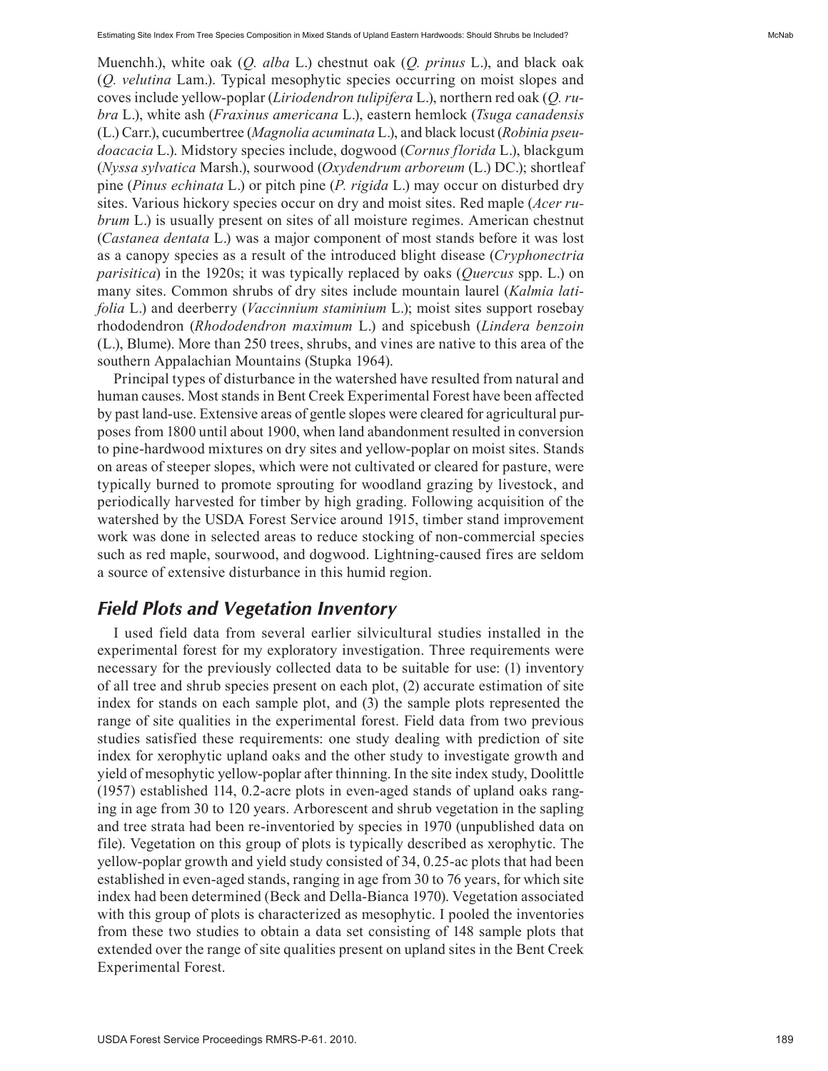Muenchh.), white oak (*Q. alba* L.) chestnut oak (*Q. prinus* L.), and black oak (*Q. velutina* Lam.). Typical mesophytic species occurring on moist slopes and coves include yellow-poplar (*Liriodendron tulipifera* L.), northern red oak (*Q. rubra* L.), white ash (*Fraxinus americana* L.), eastern hemlock (*Tsuga canadensis* (L.) Carr.), cucumbertree (*Magnolia acuminata* L.), and black locust (*Robinia pseudoacacia* L.). Midstory species include, dogwood (*Cornus florida* L.), blackgum (*Nyssa sylvatica* Marsh.), sourwood (*Oxydendrum arboreum* (L.) DC.); shortleaf pine (*Pinus echinata* L.) or pitch pine (*P. rigida* L.) may occur on disturbed dry sites. Various hickory species occur on dry and moist sites. Red maple (*Acer rubrum* L.) is usually present on sites of all moisture regimes. American chestnut (*Castanea dentata* L.) was a major component of most stands before it was lost as a canopy species as a result of the introduced blight disease (*Cryphonectria parisitica*) in the 1920s; it was typically replaced by oaks (*Quercus* spp. L.) on many sites. Common shrubs of dry sites include mountain laurel (*Kalmia latifolia* L.) and deerberry (*Vaccinnium staminium* L.); moist sites support rosebay rhododendron (*Rhododendron maximum* L.) and spicebush (*Lindera benzoin* (L.), Blume). More than 250 trees, shrubs, and vines are native to this area of the southern Appalachian Mountains (Stupka 1964).

Principal types of disturbance in the watershed have resulted from natural and human causes. Most stands in Bent Creek Experimental Forest have been affected by past land-use. Extensive areas of gentle slopes were cleared for agricultural purposes from 1800 until about 1900, when land abandonment resulted in conversion to pine-hardwood mixtures on dry sites and yellow-poplar on moist sites. Stands on areas of steeper slopes, which were not cultivated or cleared for pasture, were typically burned to promote sprouting for woodland grazing by livestock, and periodically harvested for timber by high grading. Following acquisition of the watershed by the USDA Forest Service around 1915, timber stand improvement work was done in selected areas to reduce stocking of non-commercial species such as red maple, sourwood, and dogwood. Lightning-caused fires are seldom a source of extensive disturbance in this humid region.

## *Field Plots and Vegetation Inventory*

I used field data from several earlier silvicultural studies installed in the experimental forest for my exploratory investigation. Three requirements were necessary for the previously collected data to be suitable for use: (1) inventory of all tree and shrub species present on each plot, (2) accurate estimation of site index for stands on each sample plot, and (3) the sample plots represented the range of site qualities in the experimental forest. Field data from two previous studies satisfied these requirements: one study dealing with prediction of site index for xerophytic upland oaks and the other study to investigate growth and yield of mesophytic yellow-poplar after thinning. In the site index study, Doolittle (1957) established 114, 0.2-acre plots in even-aged stands of upland oaks ranging in age from 30 to 120 years. Arborescent and shrub vegetation in the sapling and tree strata had been re-inventoried by species in 1970 (unpublished data on file). Vegetation on this group of plots is typically described as xerophytic. The yellow-poplar growth and yield study consisted of 34, 0.25-ac plots that had been established in even-aged stands, ranging in age from 30 to 76 years, for which site index had been determined (Beck and Della-Bianca 1970). Vegetation associated with this group of plots is characterized as mesophytic. I pooled the inventories from these two studies to obtain a data set consisting of 148 sample plots that extended over the range of site qualities present on upland sites in the Bent Creek Experimental Forest.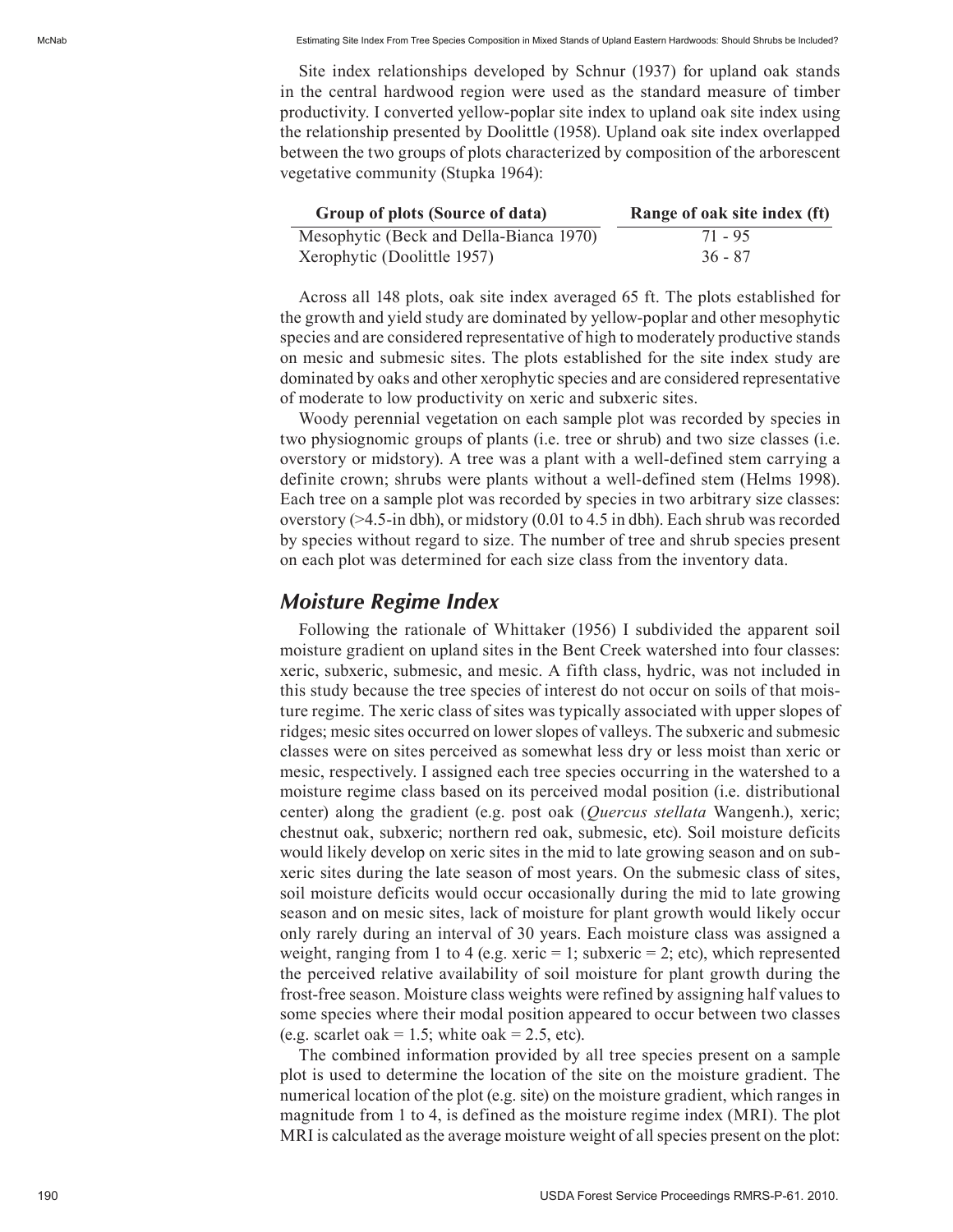Site index relationships developed by Schnur (1937) for upland oak stands in the central hardwood region were used as the standard measure of timber productivity. I converted yellow-poplar site index to upland oak site index using the relationship presented by Doolittle (1958). Upland oak site index overlapped between the two groups of plots characterized by composition of the arborescent vegetative community (Stupka 1964):

| Group of plots (Source of data) | Range of oak site index (ft) |
|---|---|
| Mesophytic (Beck and Della-Bianca 1970) | 71 - 95 |
| Xerophytic (Doolittle 1957) | 36 - 87 |

Across all 148 plots, oak site index averaged 65 ft. The plots established for the growth and yield study are dominated by yellow-poplar and other mesophytic species and are considered representative of high to moderately productive stands on mesic and submesic sites. The plots established for the site index study are dominated by oaks and other xerophytic species and are considered representative of moderate to low productivity on xeric and subxeric sites.

Woody perennial vegetation on each sample plot was recorded by species in two physiognomic groups of plants (i.e. tree or shrub) and two size classes (i.e. overstory or midstory). A tree was a plant with a well-defined stem carrying a definite crown; shrubs were plants without a well-defined stem (Helms 1998). Each tree on a sample plot was recorded by species in two arbitrary size classes: overstory (>4.5-in dbh), or midstory (0.01 to 4.5 in dbh). Each shrub was recorded by species without regard to size. The number of tree and shrub species present on each plot was determined for each size class from the inventory data.

## Moisture Regime Index

Following the rationale of Whittaker (1956) I subdivided the apparent soil moisture gradient on upland sites in the Bent Creek watershed into four classes: xeric, subxeric, submesic, and mesic. A fifth class, hydric, was not included in this study because the tree species of interest do not occur on soils of that moisture regime. The xeric class of sites was typically associated with upper slopes of ridges; mesic sites occurred on lower slopes of valleys. The subxeric and submesic classes were on sites perceived as somewhat less dry or less moist than xeric or mesic, respectively. I assigned each tree species occurring in the watershed to a moisture regime class based on its perceived modal position (i.e. distributional center) along the gradient (e.g. post oak (*Quercus stellata* Wangenh.), xeric; chestnut oak, subxeric; northern red oak, submesic, etc). Soil moisture deficits would likely develop on xeric sites in the mid to late growing season and on subxeric sites during the late season of most years. On the submesic class of sites, soil moisture deficits would occur occasionally during the mid to late growing season and on mesic sites, lack of moisture for plant growth would likely occur only rarely during an interval of 30 years. Each moisture class was assigned a weight, ranging from 1 to 4 (e.g. xeric = 1; subxeric = 2; etc), which represented the perceived relative availability of soil moisture for plant growth during the frost-free season. Moisture class weights were refined by assigning half values to some species where their modal position appeared to occur between two classes (e.g. scarlet oak = 1.5; white oak = 2.5, etc).

The combined information provided by all tree species present on a sample plot is used to determine the location of the site on the moisture gradient. The numerical location of the plot (e.g. site) on the moisture gradient, which ranges in magnitude from 1 to 4, is defined as the moisture regime index (MRI). The plot MRI is calculated as the average moisture weight of all species present on the plot: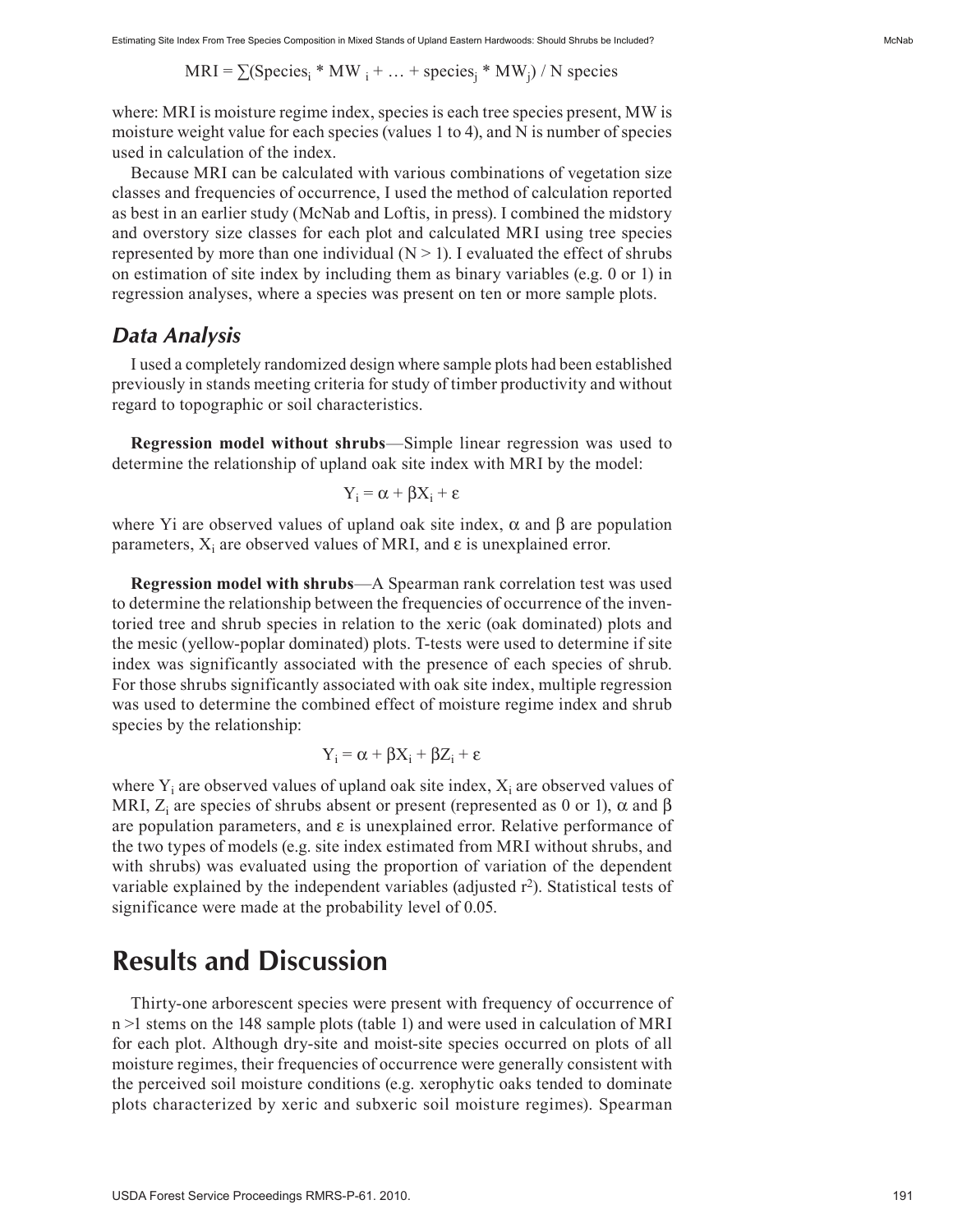$$MRI = \sum(Species_i * MW_i + \ldots + species_j * MW_j) / N \text{ species}$$

where: MRI is moisture regime index, species is each tree species present, MW is moisture weight value for each species (values 1 to 4), and N is number of species used in calculation of the index.

Because MRI can be calculated with various combinations of vegetation size classes and frequencies of occurrence, I used the method of calculation reported as best in an earlier study (McNab and Loftis, in press). I combined the midstory and overstory size classes for each plot and calculated MRI using tree species represented by more than one individual ($N > 1$). I evaluated the effect of shrubs on estimation of site index by including them as binary variables (e.g. 0 or 1) in regression analyses, where a species was present on ten or more sample plots.

## *Data Analysis*

I used a completely randomized design where sample plots had been established previously in stands meeting criteria for study of timber productivity and without regard to topographic or soil characteristics.

**Regression model without shrubs**—Simple linear regression was used to determine the relationship of upland oak site index with MRI by the model:

$$Y_i = \alpha + \beta X_i + \varepsilon$$

where Yi are observed values of upland oak site index, $\alpha$ and $\beta$ are population parameters, $X_i$ are observed values of MRI, and $\varepsilon$ is unexplained error.

**Regression model with shrubs**—A Spearman rank correlation test was used to determine the relationship between the frequencies of occurrence of the inventoried tree and shrub species in relation to the xeric (oak dominated) plots and the mesic (yellow-poplar dominated) plots. T-tests were used to determine if site index was significantly associated with the presence of each species of shrub. For those shrubs significantly associated with oak site index, multiple regression was used to determine the combined effect of moisture regime index and shrub species by the relationship:

$$Y_i = \alpha + \beta X_i + \beta Z_i + \varepsilon$$

where $Y_i$ are observed values of upland oak site index, $X_i$ are observed values of MRI, $Z_i$ are species of shrubs absent or present (represented as 0 or 1), $\alpha$ and $\beta$ are population parameters, and $\varepsilon$ is unexplained error. Relative performance of the two types of models (e.g. site index estimated from MRI without shrubs, and with shrubs) was evaluated using the proportion of variation of the dependent variable explained by the independent variables (adjusted $r^2$). Statistical tests of significance were made at the probability level of 0.05.

# Results and Discussion

Thirty-one arborescent species were present with frequency of occurrence of $n > 1$ stems on the 148 sample plots (table 1) and were used in calculation of MRI for each plot. Although dry-site and moist-site species occurred on plots of all moisture regimes, their frequencies of occurrence were generally consistent with the perceived soil moisture conditions (e.g. xerophytic oaks tended to dominate plots characterized by xeric and subxeric soil moisture regimes). Spearman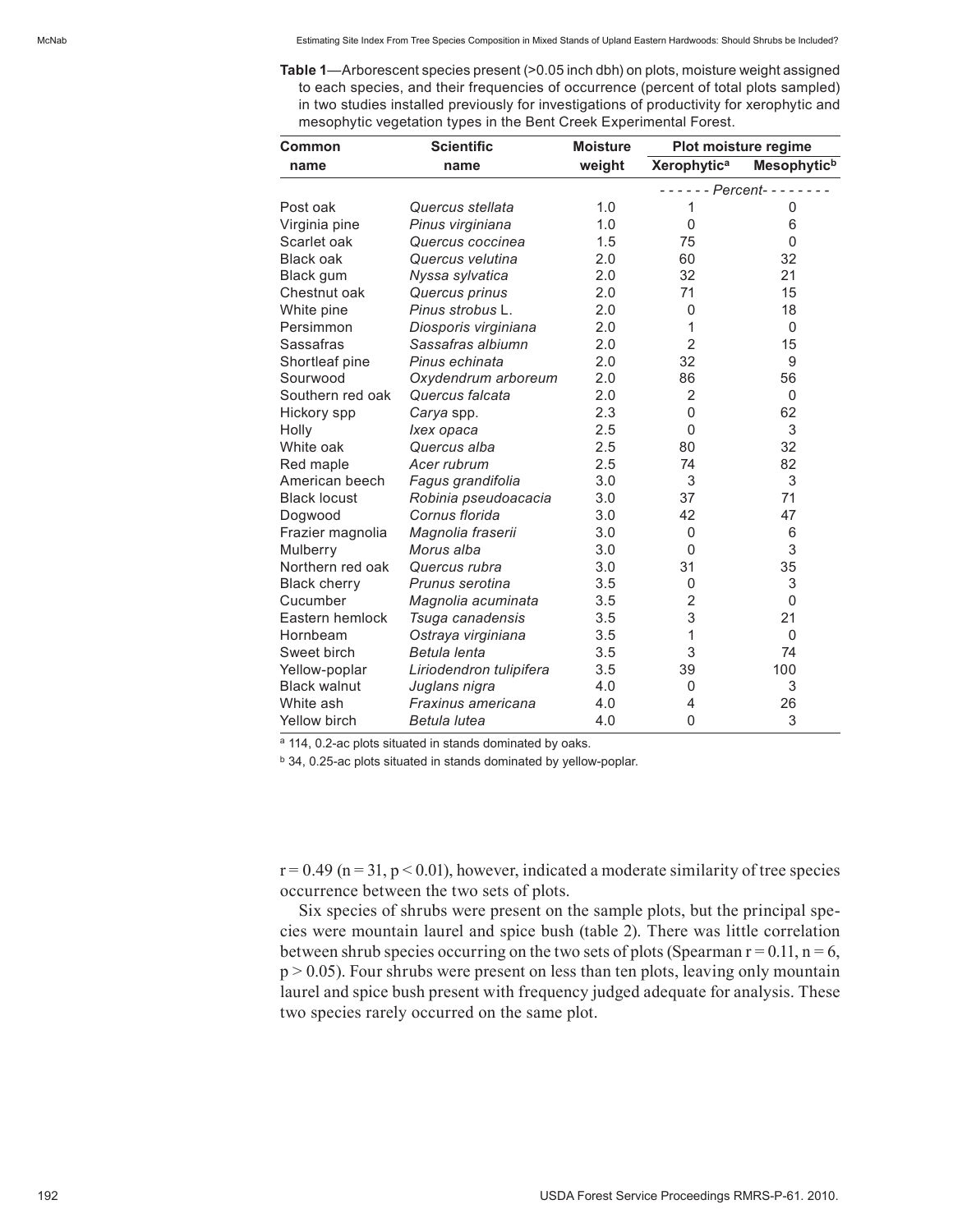**Table 1**—Arborescent species present (>0.05 inch dbh) on plots, moisture weight assigned to each species, and their frequencies of occurrence (percent of total plots sampled) in two studies installed previously for investigations of productivity for xerophytic and mesophytic vegetation types in the Bent Creek Experimental Forest.

| Common name | Scientific name | Moisture weight | Plot moisture regime | |
|---|---|---|---|---|
| | | | Xerophytic[a] | Mesophytic[b] |
| | | | ------ *Percent* -------- | |
| Post oak | *Quercus stellata* | 1.0 | 1 | 0 |
| Virginia pine | *Pinus virginiana* | 1.0 | 0 | 6 |
| Scarlet oak | *Quercus coccinea* | 1.5 | 75 | 0 |
| Black oak | *Quercus velutina* | 2.0 | 60 | 32 |
| Black gum | *Nyssa sylvatica* | 2.0 | 32 | 21 |
| Chestnut oak | *Quercus prinus* | 2.0 | 71 | 15 |
| White pine | *Pinus strobus* L. | 2.0 | 0 | 18 |
| Persimmon | *Diosporis virginiana* | 2.0 | 1 | 0 |
| Sassafras | *Sassafras albiumn* | 2.0 | 2 | 15 |
| Shortleaf pine | *Pinus echinata* | 2.0 | 32 | 9 |
| Sourwood | *Oxydendrum arboreum* | 2.0 | 86 | 56 |
| Southern red oak | *Quercus falcata* | 2.0 | 2 | 0 |
| Hickory spp | *Carya* spp. | 2.3 | 0 | 62 |
| Holly | *Ixex opaca* | 2.5 | 0 | 3 |
| White oak | *Quercus alba* | 2.5 | 80 | 32 |
| Red maple | *Acer rubrum* | 2.5 | 74 | 82 |
| American beech | *Fagus grandifolia* | 3.0 | 3 | 3 |
| Black locust | *Robinia pseudoacacia* | 3.0 | 37 | 71 |
| Dogwood | *Cornus florida* | 3.0 | 42 | 47 |
| Frazier magnolia | *Magnolia fraserii* | 3.0 | 0 | 6 |
| Mulberry | *Morus alba* | 3.0 | 0 | 3 |
| Northern red oak | *Quercus rubra* | 3.0 | 31 | 35 |
| Black cherry | *Prunus serotina* | 3.5 | 0 | 3 |
| Cucumber | *Magnolia acuminata* | 3.5 | 2 | 0 |
| Eastern hemlock | *Tsuga canadensis* | 3.5 | 3 | 21 |
| Hornbeam | *Ostraya virginiana* | 3.5 | 1 | 0 |
| Sweet birch | *Betula lenta* | 3.5 | 3 | 74 |
| Yellow-poplar | *Liriodendron tulipifera* | 3.5 | 39 | 100 |
| Black walnut | *Juglans nigra* | 4.0 | 0 | 3 |
| White ash | *Fraxinus americana* | 4.0 | 4 | 26 |
| Yellow birch | *Betula lutea* | 4.0 | 0 | 3 |

[a] 114, 0.2-ac plots situated in stands dominated by oaks.

[b] 34, 0.25-ac plots situated in stands dominated by yellow-poplar.

$r = 0.49$ ($n = 31$, $p < 0.01$), however, indicated a moderate similarity of tree species occurrence between the two sets of plots.

Six species of shrubs were present on the sample plots, but the principal species were mountain laurel and spice bush (table 2). There was little correlation between shrub species occurring on the two sets of plots (Spearman $r = 0.11$, $n = 6$, $p > 0.05$). Four shrubs were present on less than ten plots, leaving only mountain laurel and spice bush present with frequency judged adequate for analysis. These two species rarely occurred on the same plot.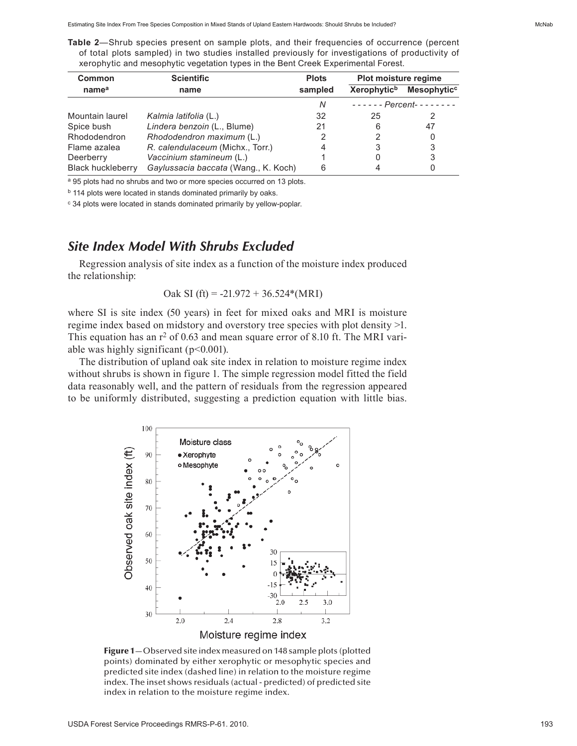**Table 2**—Shrub species present on sample plots, and their frequencies of occurrence (percent of total plots sampled) in two studies installed previously for investigations of productivity of xerophytic and mesophytic vegetation types in the Bent Creek Experimental Forest.

| Common name[a] | Scientific name | Plots sampled | Plot moisture regime | |
|---|---|---|---|---|
| | | | Xerophytic[b] | Mesophytic[c] |
| | | *N* | *- - - - - - Percent- - - - - - - -* | |
| Mountain laurel | *Kalmia latifolia* (L.) | 32 | 25 | 2 |
| Spice bush | *Lindera benzoin* (L., Blume) | 21 | 6 | 47 |
| Rhododendron | *Rhododendron maximum* (L.) | 2 | 2 | 0 |
| Flame azalea | *R. calendulaceum* (Michx., Torr.) | 4 | 3 | 3 |
| Deerberry | *Vaccinium stamineum* (L.) | 1 | 0 | 3 |
| Black huckleberry | *Gaylussacia baccata* (Wang., K. Koch) | 6 | 4 | 0 |

[a] 95 plots had no shrubs and two or more species occurred on 13 plots.

[b] 114 plots were located in stands dominated primarily by oaks.

[c] 34 plots were located in stands dominated primarily by yellow-poplar.

## *Site Index Model With Shrubs Excluded*

Regression analysis of site index as a function of the moisture index produced the relationship:

$$\text{Oak SI (ft)} = -21.972 + 36.524*(\text{MRI})$$

where SI is site index (50 years) in feet for mixed oaks and MRI is moisture regime index based on midstory and overstory tree species with plot density >1. This equation has an $r^2$ of 0.63 and mean square error of 8.10 ft. The MRI variable was highly significant ($p<0.001$).

The distribution of upland oak site index in relation to moisture regime index without shrubs is shown in figure 1. The simple regression model fitted the field data reasonably well, and the pattern of residuals from the regression appeared to be uniformly distributed, suggesting a prediction equation with little bias.

**Figure 1**—Observed site index measured on 148 sample plots (plotted points) dominated by either xerophytic or mesophytic species and predicted site index (dashed line) in relation to the moisture regime index. The inset shows residuals (actual - predicted) of predicted site index in relation to the moisture regime index.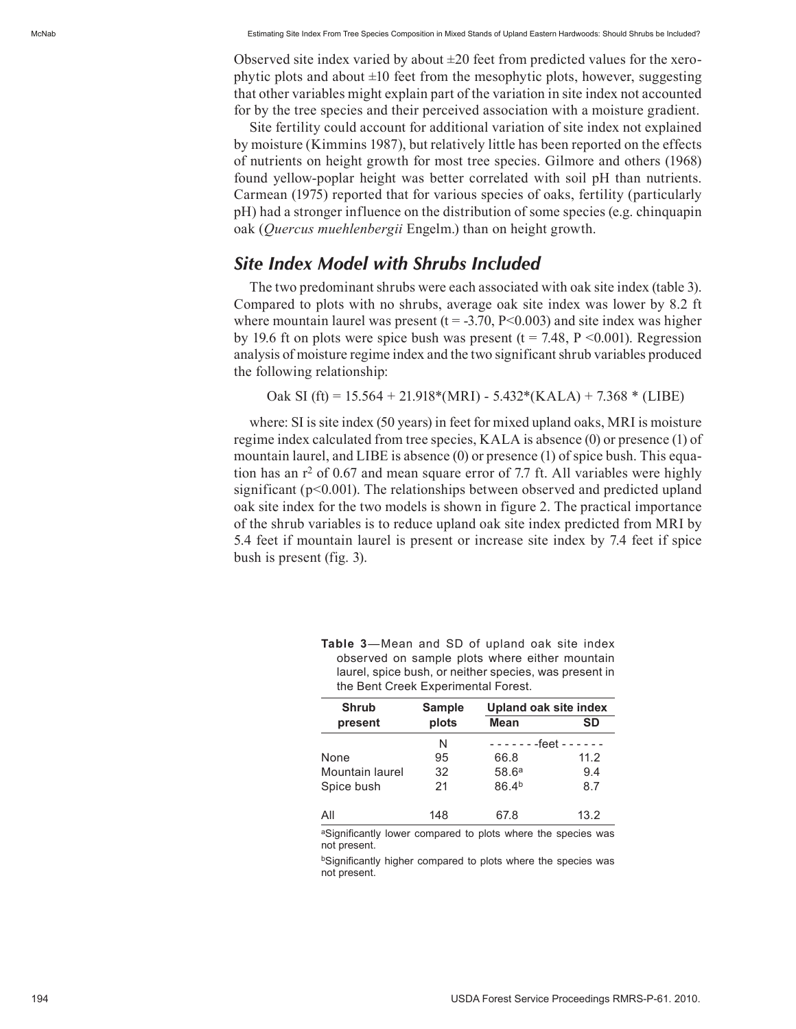Observed site index varied by about ±20 feet from predicted values for the xerophytic plots and about ±10 feet from the mesophytic plots, however, suggesting that other variables might explain part of the variation in site index not accounted for by the tree species and their perceived association with a moisture gradient.

Site fertility could account for additional variation of site index not explained by moisture (Kimmins 1987), but relatively little has been reported on the effects of nutrients on height growth for most tree species. Gilmore and others (1968) found yellow-poplar height was better correlated with soil pH than nutrients. Carmean (1975) reported that for various species of oaks, fertility (particularly pH) had a stronger influence on the distribution of some species (e.g. chinquapin oak (*Quercus muehlenbergii* Engelm.) than on height growth.

## *Site Index Model with Shrubs Included*

The two predominant shrubs were each associated with oak site index (table 3). Compared to plots with no shrubs, average oak site index was lower by 8.2 ft where mountain laurel was present ($t = -3.70$, $P<0.003$) and site index was higher by 19.6 ft on plots were spice bush was present ($t = 7.48$, $P <0.001$). Regression analysis of moisture regime index and the two significant shrub variables produced the following relationship:

$$\text{Oak SI (ft)} = 15.564 + 21.918*(\text{MRI}) - 5.432*(\text{KALA}) + 7.368 * (\text{LIBE})$$

where: SI is site index (50 years) in feet for mixed upland oaks, MRI is moisture regime index calculated from tree species, KALA is absence (0) or presence (1) of mountain laurel, and LIBE is absence (0) or presence (1) of spice bush. This equation has an $r^2$ of 0.67 and mean square error of 7.7 ft. All variables were highly significant ($p<0.001$). The relationships between observed and predicted upland oak site index for the two models is shown in figure 2. The practical importance of the shrub variables is to reduce upland oak site index predicted from MRI by 5.4 feet if mountain laurel is present or increase site index by 7.4 feet if spice bush is present (fig. 3).

**Table 3**—Mean and SD of upland oak site index observed on sample plots where either mountain laurel, spice bush, or neither species, was present in the Bent Creek Experimental Forest.

| Shrub present | Sample plots | Upland oak site index | |
|---|---|---|---|
| | | Mean | SD |
| | N | - - - - - - -feet - - - - - - | |
| None | 95 | 66.8 | 11.2 |
| Mountain laurel | 32 | 58.6[a] | 9.4 |
| Spice bush | 21 | 86.4[b] | 8.7 |
| All | 148 | 67.8 | 13.2 |

[a]Significantly lower compared to plots where the species was not present.

[b]Significantly higher compared to plots where the species was not present.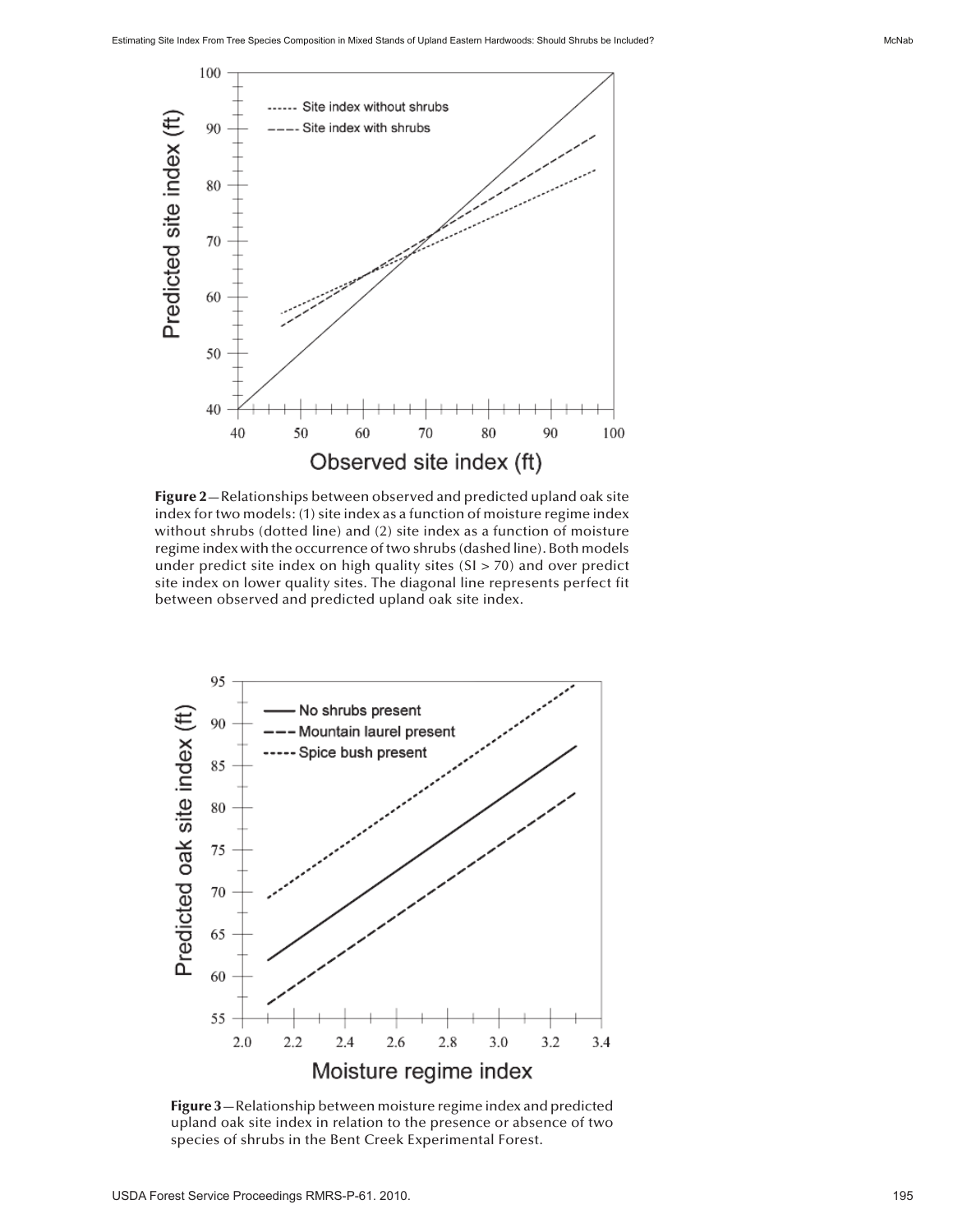**Figure 2**—Relationships between observed and predicted upland oak site index for two models: (1) site index as a function of moisture regime index without shrubs (dotted line) and (2) site index as a function of moisture regime index with the occurrence of two shrubs (dashed line). Both models under predict site index on high quality sites (SI > 70) and over predict site index on lower quality sites. The diagonal line represents perfect fit between observed and predicted upland oak site index.

**Figure 3**—Relationship between moisture regime index and predicted upland oak site index in relation to the presence or absence of two species of shrubs in the Bent Creek Experimental Forest.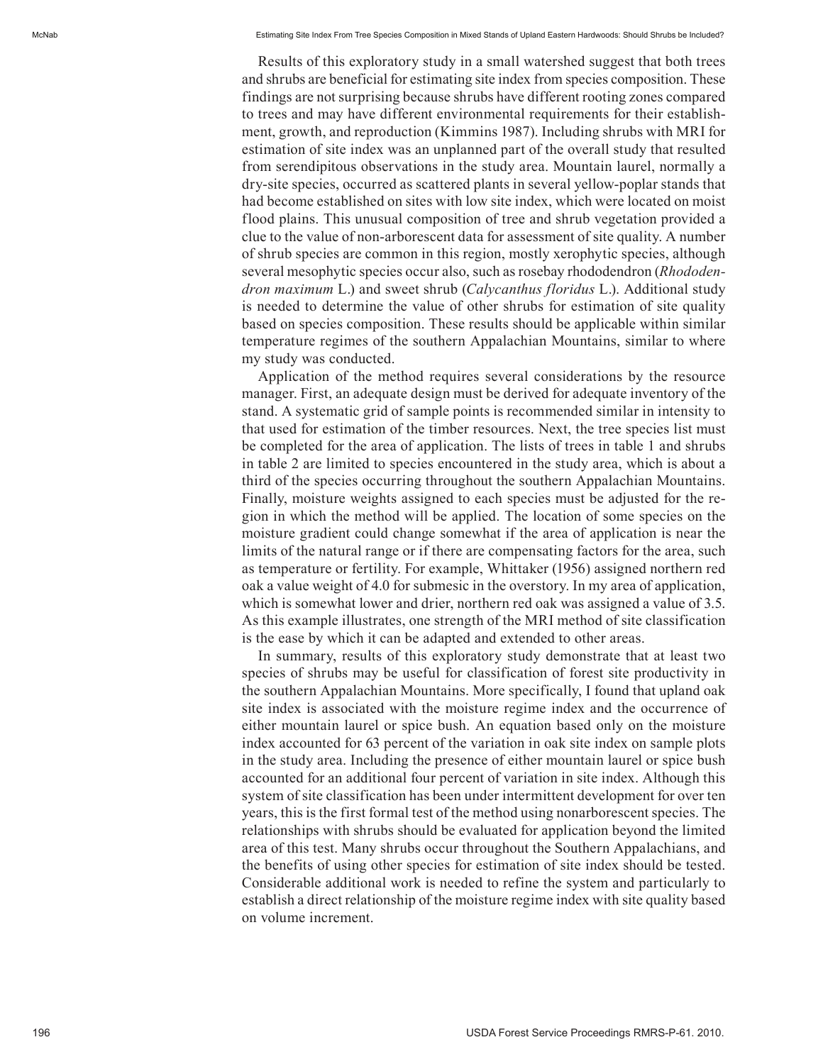Results of this exploratory study in a small watershed suggest that both trees and shrubs are beneficial for estimating site index from species composition. These findings are not surprising because shrubs have different rooting zones compared to trees and may have different environmental requirements for their establishment, growth, and reproduction (Kimmins 1987). Including shrubs with MRI for estimation of site index was an unplanned part of the overall study that resulted from serendipitous observations in the study area. Mountain laurel, normally a dry-site species, occurred as scattered plants in several yellow-poplar stands that had become established on sites with low site index, which were located on moist flood plains. This unusual composition of tree and shrub vegetation provided a clue to the value of non-arborescent data for assessment of site quality. A number of shrub species are common in this region, mostly xerophytic species, although several mesophytic species occur also, such as rosebay rhododendron (*Rhododendron maximum* L.) and sweet shrub (*Calycanthus floridus* L.). Additional study is needed to determine the value of other shrubs for estimation of site quality based on species composition. These results should be applicable within similar temperature regimes of the southern Appalachian Mountains, similar to where my study was conducted.

Application of the method requires several considerations by the resource manager. First, an adequate design must be derived for adequate inventory of the stand. A systematic grid of sample points is recommended similar in intensity to that used for estimation of the timber resources. Next, the tree species list must be completed for the area of application. The lists of trees in table 1 and shrubs in table 2 are limited to species encountered in the study area, which is about a third of the species occurring throughout the southern Appalachian Mountains. Finally, moisture weights assigned to each species must be adjusted for the region in which the method will be applied. The location of some species on the moisture gradient could change somewhat if the area of application is near the limits of the natural range or if there are compensating factors for the area, such as temperature or fertility. For example, Whittaker (1956) assigned northern red oak a value weight of 4.0 for submesic in the overstory. In my area of application, which is somewhat lower and drier, northern red oak was assigned a value of 3.5. As this example illustrates, one strength of the MRI method of site classification is the ease by which it can be adapted and extended to other areas.

In summary, results of this exploratory study demonstrate that at least two species of shrubs may be useful for classification of forest site productivity in the southern Appalachian Mountains. More specifically, I found that upland oak site index is associated with the moisture regime index and the occurrence of either mountain laurel or spice bush. An equation based only on the moisture index accounted for 63 percent of the variation in oak site index on sample plots in the study area. Including the presence of either mountain laurel or spice bush accounted for an additional four percent of variation in site index. Although this system of site classification has been under intermittent development for over ten years, this is the first formal test of the method using nonarborescent species. The relationships with shrubs should be evaluated for application beyond the limited area of this test. Many shrubs occur throughout the Southern Appalachians, and the benefits of using other species for estimation of site index should be tested. Considerable additional work is needed to refine the system and particularly to establish a direct relationship of the moisture regime index with site quality based on volume increment.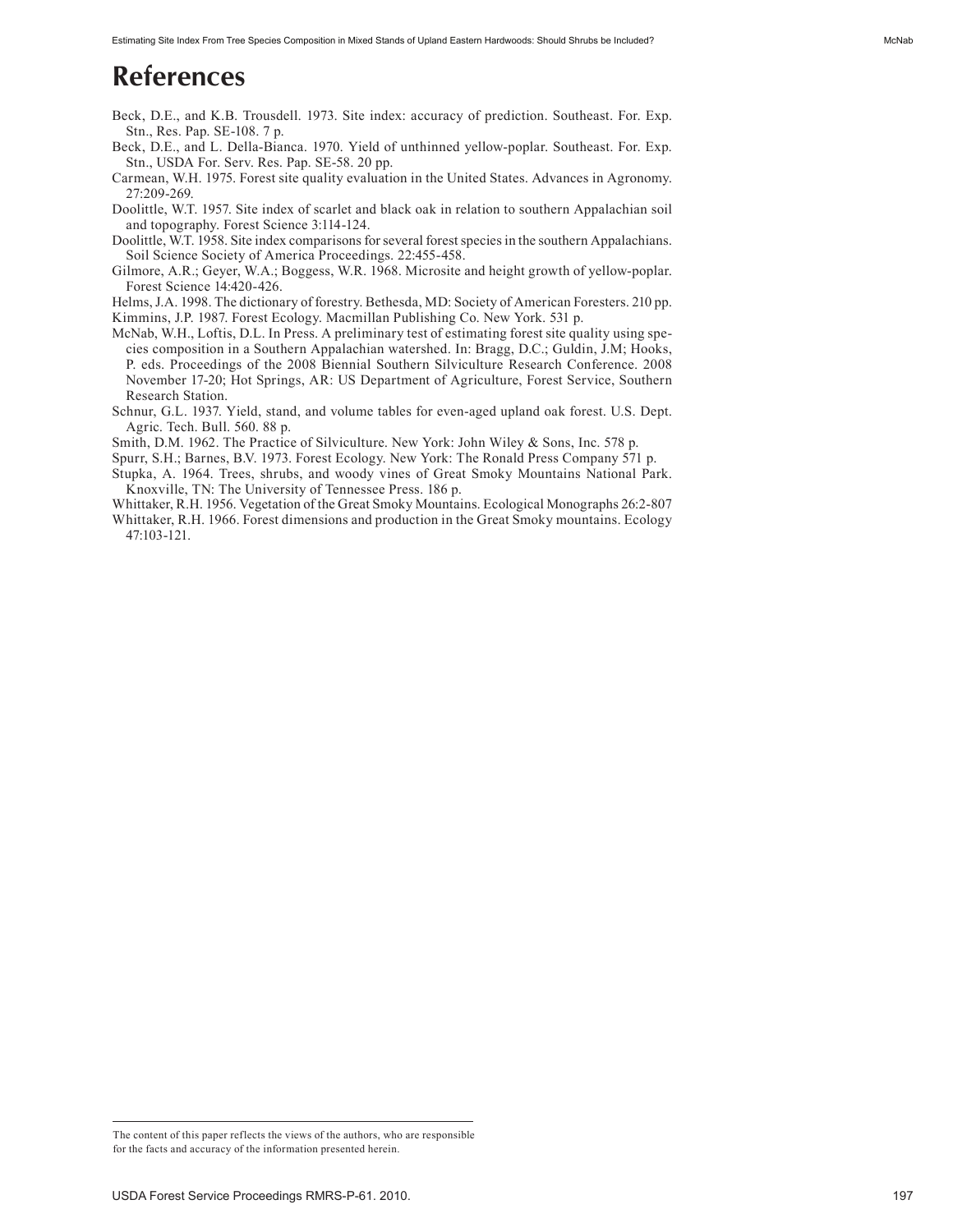# References

Beck, D.E., and K.B. Trousdell. 1973. Site index: accuracy of prediction. Southeast. For. Exp. Stn., Res. Pap. SE-108. 7 p.

Beck, D.E., and L. Della-Bianca. 1970. Yield of unthinned yellow-poplar. Southeast. For. Exp. Stn., USDA For. Serv. Res. Pap. SE-58. 20 pp.

Carmean, W.H. 1975. Forest site quality evaluation in the United States. Advances in Agronomy. 27:209-269.

Doolittle, W.T. 1957. Site index of scarlet and black oak in relation to southern Appalachian soil and topography. Forest Science 3:114-124.

Doolittle, W.T. 1958. Site index comparisons for several forest species in the southern Appalachians. Soil Science Society of America Proceedings. 22:455-458.

Gilmore, A.R.; Geyer, W.A.; Boggess, W.R. 1968. Microsite and height growth of yellow-poplar. Forest Science 14:420-426.

Helms, J.A. 1998. The dictionary of forestry. Bethesda, MD: Society of American Foresters. 210 pp.

Kimmins, J.P. 1987. Forest Ecology. Macmillan Publishing Co. New York. 531 p.

McNab, W.H., Loftis, D.L. In Press. A preliminary test of estimating forest site quality using species composition in a Southern Appalachian watershed. In: Bragg, D.C.; Guldin, J.M; Hooks, P. eds. Proceedings of the 2008 Biennial Southern Silviculture Research Conference. 2008 November 17-20; Hot Springs, AR: US Department of Agriculture, Forest Service, Southern Research Station.

Schnur, G.L. 1937. Yield, stand, and volume tables for even-aged upland oak forest. U.S. Dept. Agric. Tech. Bull. 560. 88 p.

Smith, D.M. 1962. The Practice of Silviculture. New York: John Wiley & Sons, Inc. 578 p.

Spurr, S.H.; Barnes, B.V. 1973. Forest Ecology. New York: The Ronald Press Company 571 p.

Stupka, A. 1964. Trees, shrubs, and woody vines of Great Smoky Mountains National Park. Knoxville, TN: The University of Tennessee Press. 186 p.

Whittaker, R.H. 1956. Vegetation of the Great Smoky Mountains. Ecological Monographs 26:2-807

Whittaker, R.H. 1966. Forest dimensions and production in the Great Smoky mountains. Ecology 47:103-121.

The content of this paper reflects the views of the authors, who are responsible for the facts and accuracy of the information presented herein.